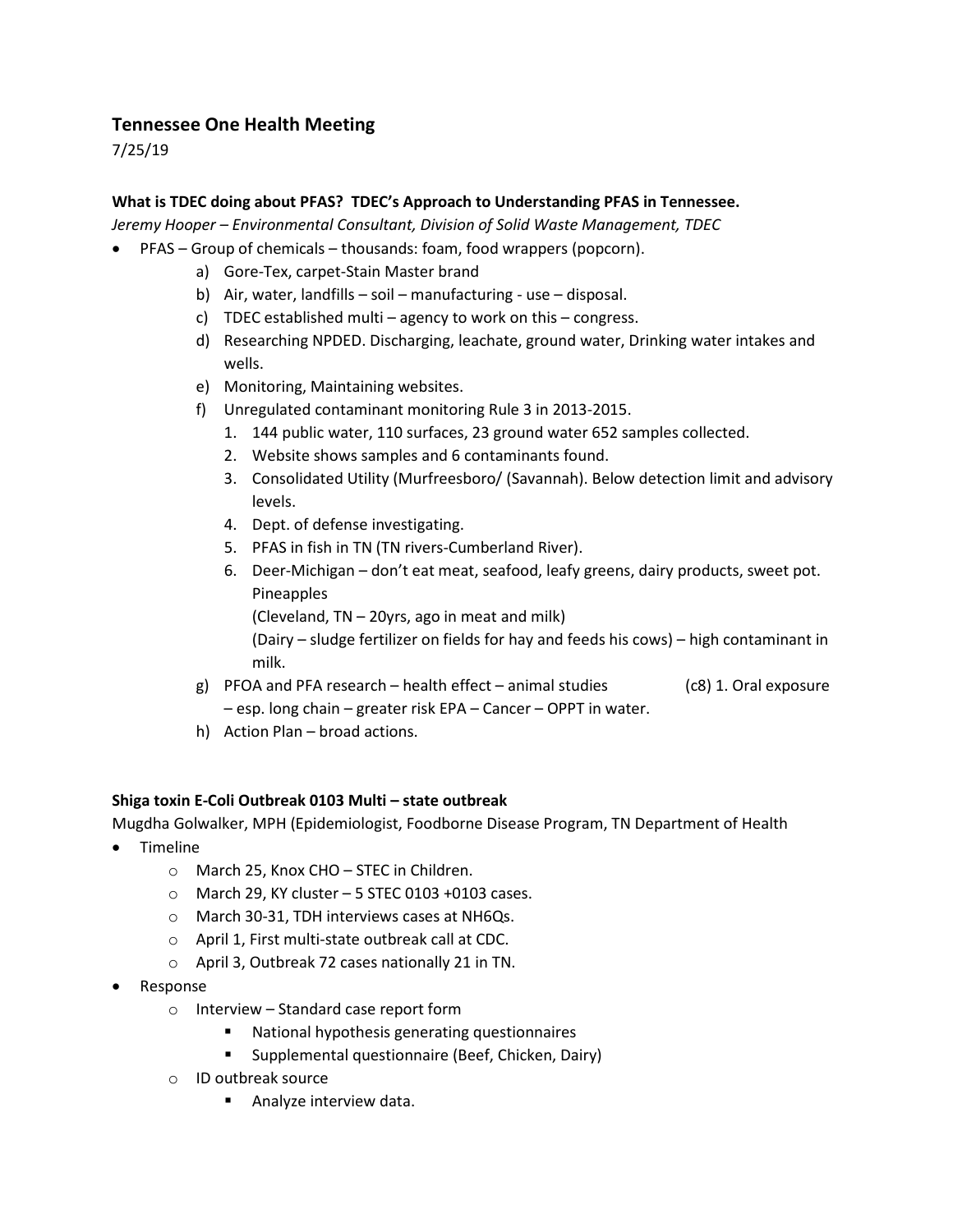## Tennessee One Health Meeting

7/25/19

### What is TDEC doing about PFAS? TDEC's Approach to Understanding PFAS in Tennessee.

*Jeremy Hooper – Environmental Consultant, Division of Solid Waste Management, TDEC*

- PFAS – Group of chemicals – thousands: foam, food wrappers (popcorn).
  - a) Gore-Tex, carpet-Stain Master brand
  - b) Air, water, landfills – soil – manufacturing - use – disposal.
  - c) TDEC established multi – agency to work on this – congress.
  - d) Researching NPDED. Discharging, leachate, ground water, Drinking water intakes and wells.
  - e) Monitoring, Maintaining websites.
  - f) Unregulated contaminant monitoring Rule 3 in 2013-2015.
    1. 144 public water, 110 surfaces, 23 ground water 652 samples collected.
    2. Website shows samples and 6 contaminants found.
    3. Consolidated Utility (Murfreesboro/ (Savannah). Below detection limit and advisory levels.
    4. Dept. of defense investigating.
    5. PFAS in fish in TN (TN rivers-Cumberland River).
    6. Deer-Michigan – don't eat meat, seafood, leafy greens, dairy products, sweet pot. Pineapples
       (Cleveland, TN – 20yrs, ago in meat and milk)
       (Dairy – sludge fertilizer on fields for hay and feeds his cows) – high contaminant in milk.
  - g) PFOA and PFA research – health effect – animal studies (c8) 1. Oral exposure – esp. long chain – greater risk EPA – Cancer – OPPT in water.
  - h) Action Plan – broad actions.

### Shiga toxin E-Coli Outbreak 0103 Multi – state outbreak

Mugdha Golwalker, MPH (Epidemiologist, Foodborne Disease Program, TN Department of Health

- Timeline
  - March 25, Knox CHO – STEC in Children.
  - March 29, KY cluster – 5 STEC 0103 +0103 cases.
  - March 30-31, TDH interviews cases at NH6Qs.
  - April 1, First multi-state outbreak call at CDC.
  - April 3, Outbreak 72 cases nationally 21 in TN.
- Response
  - Interview – Standard case report form
    - National hypothesis generating questionnaires
    - Supplemental questionnaire (Beef, Chicken, Dairy)
  - ID outbreak source
    - Analyze interview data.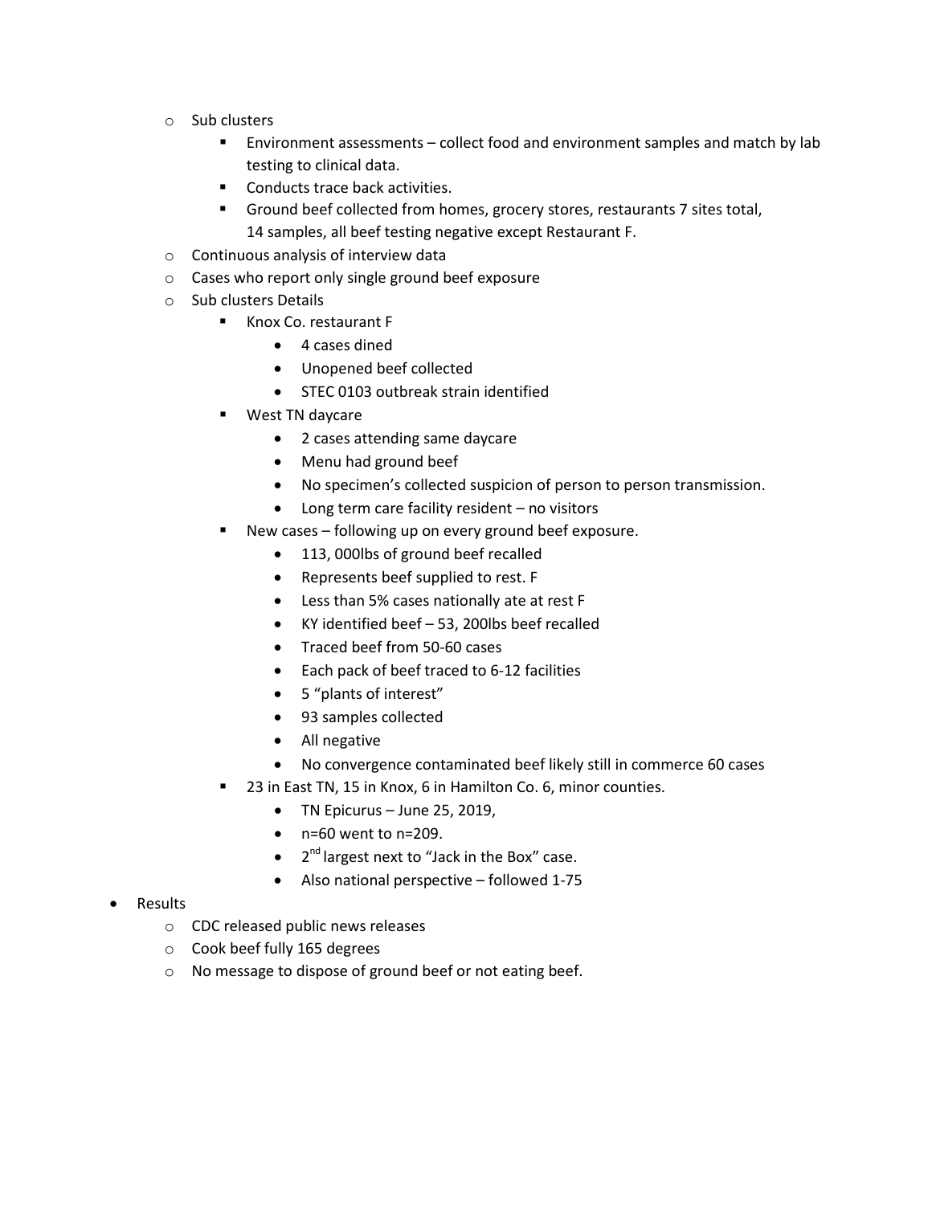- Sub clusters
  - Environment assessments – collect food and environment samples and match by lab testing to clinical data.
  - Conducts trace back activities.
  - Ground beef collected from homes, grocery stores, restaurants 7 sites total, 14 samples, all beef testing negative except Restaurant F.
- Continuous analysis of interview data
- Cases who report only single ground beef exposure
- Sub clusters Details
  - Knox Co. restaurant F
    - 4 cases dined
    - Unopened beef collected
    - STEC 0103 outbreak strain identified
  - West TN daycare
    - 2 cases attending same daycare
    - Menu had ground beef
    - No specimen's collected suspicion of person to person transmission.
    - Long term care facility resident – no visitors
  - New cases – following up on every ground beef exposure.
    - 113, 000lbs of ground beef recalled
    - Represents beef supplied to rest. F
    - Less than 5% cases nationally ate at rest F
    - KY identified beef – 53, 200lbs beef recalled
    - Traced beef from 50-60 cases
    - Each pack of beef traced to 6-12 facilities
    - 5 "plants of interest"
    - 93 samples collected
    - All negative
    - No convergence contaminated beef likely still in commerce 60 cases
  - 23 in East TN, 15 in Knox, 6 in Hamilton Co. 6, minor counties.
    - TN Epicurus – June 25, 2019,
    - n=60 went to n=209.
    - 2nd largest next to "Jack in the Box" case.
    - Also national perspective – followed 1-75

- Results
  - CDC released public news releases
  - Cook beef fully 165 degrees
  - No message to dispose of ground beef or not eating beef.